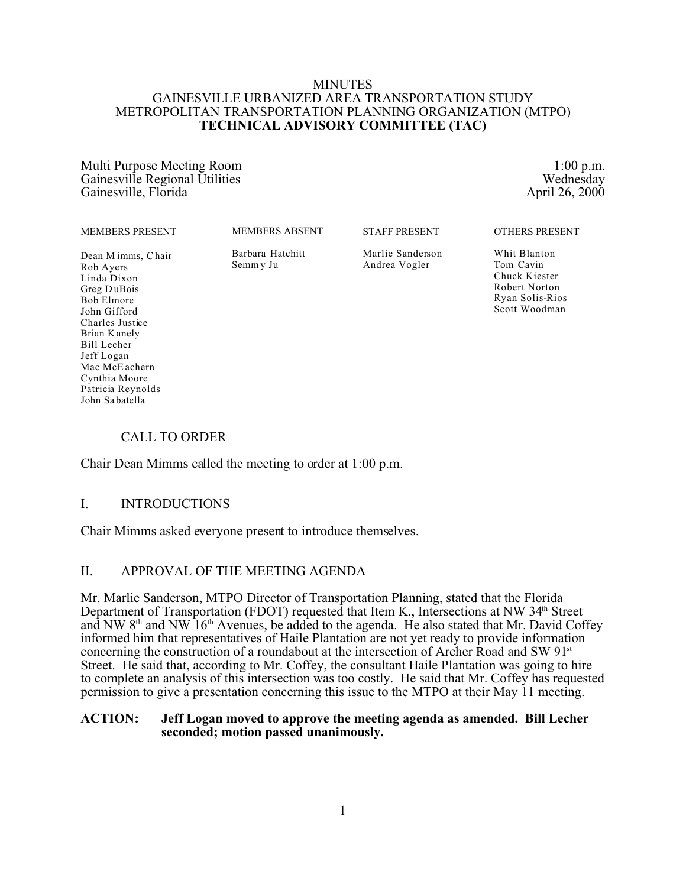# MINUTES
# GAINESVILLE URBANIZED AREA TRANSPORTATION STUDY
# METROPOLITAN TRANSPORTATION PLANNING ORGANIZATION (MTPO)
# **TECHNICAL ADVISORY COMMITTEE (TAC)**

Multi Purpose Meeting Room
Gainesville Regional Utilities
Gainesville, Florida

1:00 p.m.
Wednesday
April 26, 2000

| MEMBERS PRESENT | MEMBERS ABSENT | STAFF PRESENT | OTHERS PRESENT |
|---|---|---|---|
| Dean Mimms, Chair | Barbara Hatchitt | Marlie Sanderson | Whit Blanton |
| Rob Ayers | Semmy Ju | Andrea Vogler | Tom Cavin |
| Linda Dixon | | | Chuck Kiester |
| Greg DuBois | | | Robert Norton |
| Bob Elmore | | | Ryan Solis-Rios |
| John Gifford | | | Scott Woodman |
| Charles Justice | | | |
| Brian Kanely | | | |
| Bill Lecher | | | |
| Jeff Logan | | | |
| Mac McEachern | | | |
| Cynthia Moore | | | |
| Patricia Reynolds | | | |
| John Sabatella | | | |

## CALL TO ORDER

Chair Dean Mimms called the meeting to order at 1:00 p.m.

## I. INTRODUCTIONS

Chair Mimms asked everyone present to introduce themselves.

## II. APPROVAL OF THE MEETING AGENDA

Mr. Marlie Sanderson, MTPO Director of Transportation Planning, stated that the Florida Department of Transportation (FDOT) requested that Item K., Intersections at NW 34th Street and NW 8th and NW 16th Avenues, be added to the agenda. He also stated that Mr. David Coffey informed him that representatives of Haile Plantation are not yet ready to provide information concerning the construction of a roundabout at the intersection of Archer Road and SW 91st Street. He said that, according to Mr. Coffey, the consultant Haile Plantation was going to hire to complete an analysis of this intersection was too costly. He said that Mr. Coffey has requested permission to give a presentation concerning this issue to the MTPO at their May 11 meeting.

**ACTION: Jeff Logan moved to approve the meeting agenda as amended. Bill Lecher seconded; motion passed unanimously.**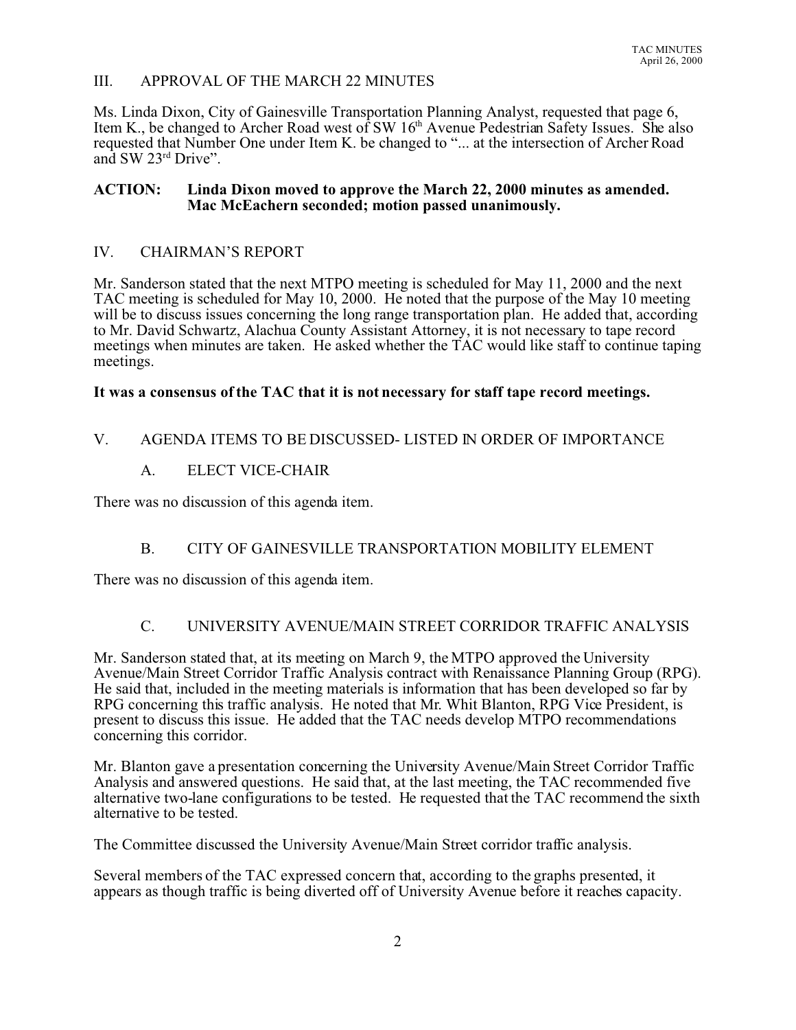## III. APPROVAL OF THE MARCH 22 MINUTES

Ms. Linda Dixon, City of Gainesville Transportation Planning Analyst, requested that page 6, Item K., be changed to Archer Road west of SW 16th Avenue Pedestrian Safety Issues. She also requested that Number One under Item K. be changed to "... at the intersection of Archer Road and SW 23rd Drive".

**ACTION: Linda Dixon moved to approve the March 22, 2000 minutes as amended. Mac McEachern seconded; motion passed unanimously.**

## IV. CHAIRMAN'S REPORT

Mr. Sanderson stated that the next MTPO meeting is scheduled for May 11, 2000 and the next TAC meeting is scheduled for May 10, 2000. He noted that the purpose of the May 10 meeting will be to discuss issues concerning the long range transportation plan. He added that, according to Mr. David Schwartz, Alachua County Assistant Attorney, it is not necessary to tape record meetings when minutes are taken. He asked whether the TAC would like staff to continue taping meetings.

**It was a consensus of the TAC that it is not necessary for staff tape record meetings.**

## V. AGENDA ITEMS TO BE DISCUSSED- LISTED IN ORDER OF IMPORTANCE

### A. ELECT VICE-CHAIR

There was no discussion of this agenda item.

### B. CITY OF GAINESVILLE TRANSPORTATION MOBILITY ELEMENT

There was no discussion of this agenda item.

### C. UNIVERSITY AVENUE/MAIN STREET CORRIDOR TRAFFIC ANALYSIS

Mr. Sanderson stated that, at its meeting on March 9, the MTPO approved the University Avenue/Main Street Corridor Traffic Analysis contract with Renaissance Planning Group (RPG). He said that, included in the meeting materials is information that has been developed so far by RPG concerning this traffic analysis. He noted that Mr. Whit Blanton, RPG Vice President, is present to discuss this issue. He added that the TAC needs develop MTPO recommendations concerning this corridor.

Mr. Blanton gave a presentation concerning the University Avenue/Main Street Corridor Traffic Analysis and answered questions. He said that, at the last meeting, the TAC recommended five alternative two-lane configurations to be tested. He requested that the TAC recommend the sixth alternative to be tested.

The Committee discussed the University Avenue/Main Street corridor traffic analysis.

Several members of the TAC expressed concern that, according to the graphs presented, it appears as though traffic is being diverted off of University Avenue before it reaches capacity.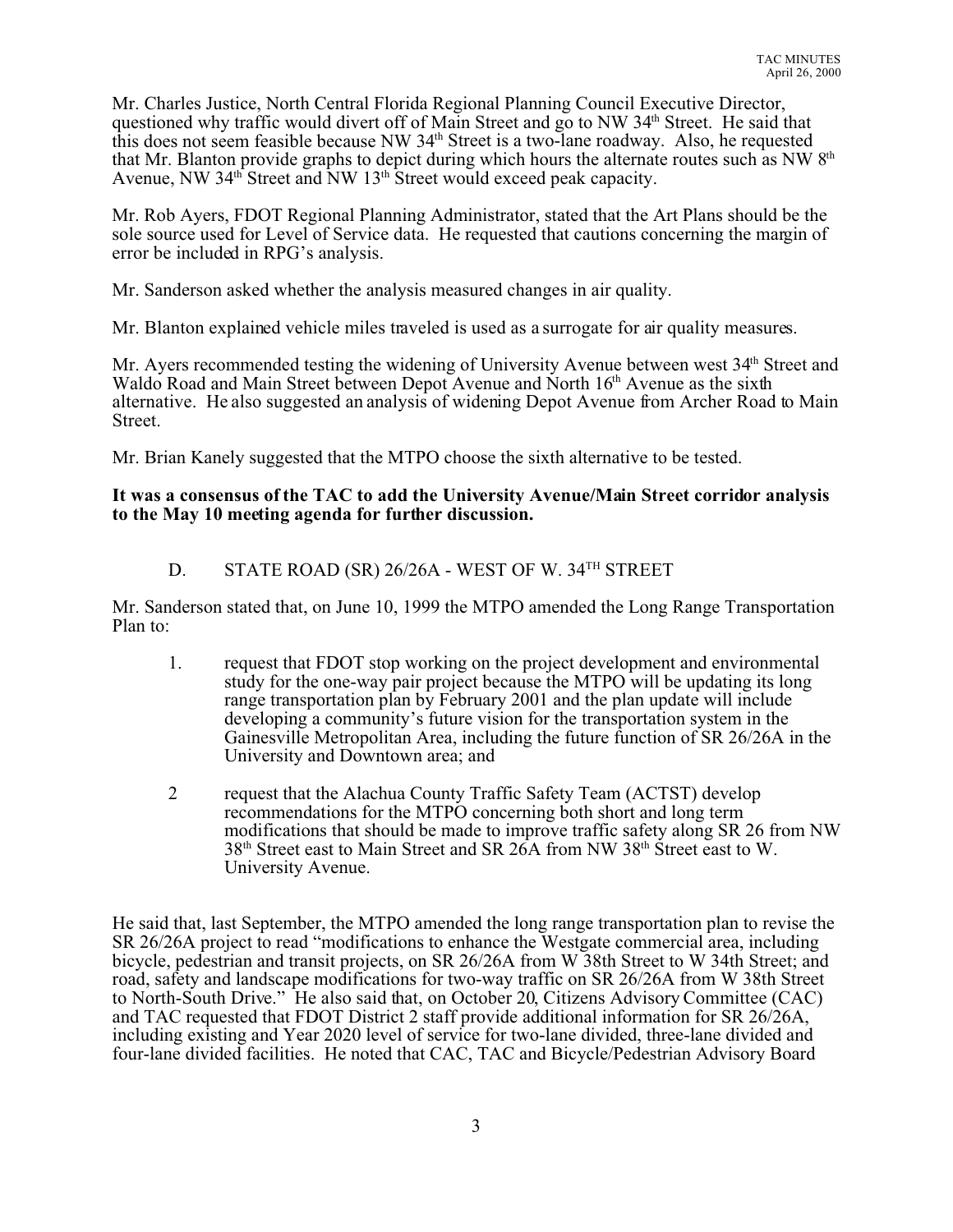Mr. Charles Justice, North Central Florida Regional Planning Council Executive Director, questioned why traffic would divert off of Main Street and go to NW 34th Street. He said that this does not seem feasible because NW 34th Street is a two-lane roadway. Also, he requested that Mr. Blanton provide graphs to depict during which hours the alternate routes such as NW 8th Avenue, NW 34th Street and NW 13th Street would exceed peak capacity.

Mr. Rob Ayers, FDOT Regional Planning Administrator, stated that the Art Plans should be the sole source used for Level of Service data. He requested that cautions concerning the margin of error be included in RPG's analysis.

Mr. Sanderson asked whether the analysis measured changes in air quality.

Mr. Blanton explained vehicle miles traveled is used as a surrogate for air quality measures.

Mr. Ayers recommended testing the widening of University Avenue between west 34th Street and Waldo Road and Main Street between Depot Avenue and North 16th Avenue as the sixth alternative. He also suggested an analysis of widening Depot Avenue from Archer Road to Main Street.

Mr. Brian Kanely suggested that the MTPO choose the sixth alternative to be tested.

**It was a consensus of the TAC to add the University Avenue/Main Street corridor analysis to the May 10 meeting agenda for further discussion.**

D. STATE ROAD (SR) 26/26A - WEST OF W. 34TH STREET

Mr. Sanderson stated that, on June 10, 1999 the MTPO amended the Long Range Transportation Plan to:

1. request that FDOT stop working on the project development and environmental study for the one-way pair project because the MTPO will be updating its long range transportation plan by February 2001 and the plan update will include developing a community's future vision for the transportation system in the Gainesville Metropolitan Area, including the future function of SR 26/26A in the University and Downtown area; and

2. request that the Alachua County Traffic Safety Team (ACTST) develop recommendations for the MTPO concerning both short and long term modifications that should be made to improve traffic safety along SR 26 from NW 38th Street east to Main Street and SR 26A from NW 38th Street east to W. University Avenue.

He said that, last September, the MTPO amended the long range transportation plan to revise the SR 26/26A project to read "modifications to enhance the Westgate commercial area, including bicycle, pedestrian and transit projects, on SR 26/26A from W 38th Street to W 34th Street; and road, safety and landscape modifications for two-way traffic on SR 26/26A from W 38th Street to North-South Drive." He also said that, on October 20, Citizens Advisory Committee (CAC) and TAC requested that FDOT District 2 staff provide additional information for SR 26/26A, including existing and Year 2020 level of service for two-lane divided, three-lane divided and four-lane divided facilities. He noted that CAC, TAC and Bicycle/Pedestrian Advisory Board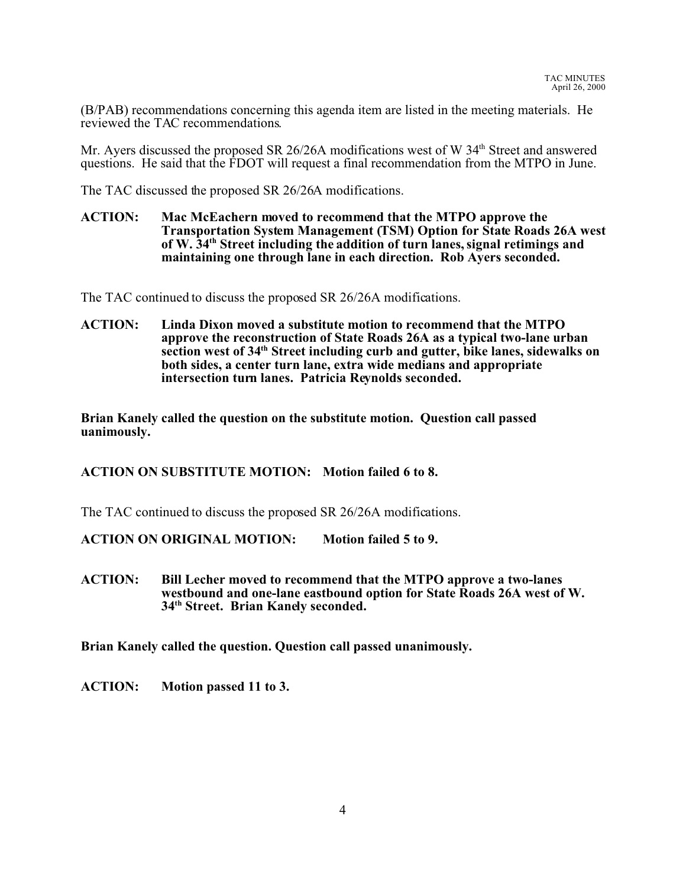(B/PAB) recommendations concerning this agenda item are listed in the meeting materials. He reviewed the TAC recommendations.

Mr. Ayers discussed the proposed SR 26/26A modifications west of W 34th Street and answered questions. He said that the FDOT will request a final recommendation from the MTPO in June.

The TAC discussed the proposed SR 26/26A modifications.

**ACTION: Mac McEachern moved to recommend that the MTPO approve the Transportation System Management (TSM) Option for State Roads 26A west of W. 34th Street including the addition of turn lanes, signal retimings and maintaining one through lane in each direction. Rob Ayers seconded.**

The TAC continued to discuss the proposed SR 26/26A modifications.

**ACTION: Linda Dixon moved a substitute motion to recommend that the MTPO approve the reconstruction of State Roads 26A as a typical two-lane urban section west of 34th Street including curb and gutter, bike lanes, sidewalks on both sides, a center turn lane, extra wide medians and appropriate intersection turn lanes. Patricia Reynolds seconded.**

**Brian Kanely called the question on the substitute motion. Question call passed uanimously.**

**ACTION ON SUBSTITUTE MOTION: Motion failed 6 to 8.**

The TAC continued to discuss the proposed SR 26/26A modifications.

**ACTION ON ORIGINAL MOTION: Motion failed 5 to 9.**

**ACTION: Bill Lecher moved to recommend that the MTPO approve a two-lanes westbound and one-lane eastbound option for State Roads 26A west of W. 34th Street. Brian Kanely seconded.**

**Brian Kanely called the question. Question call passed unanimously.**

**ACTION: Motion passed 11 to 3.**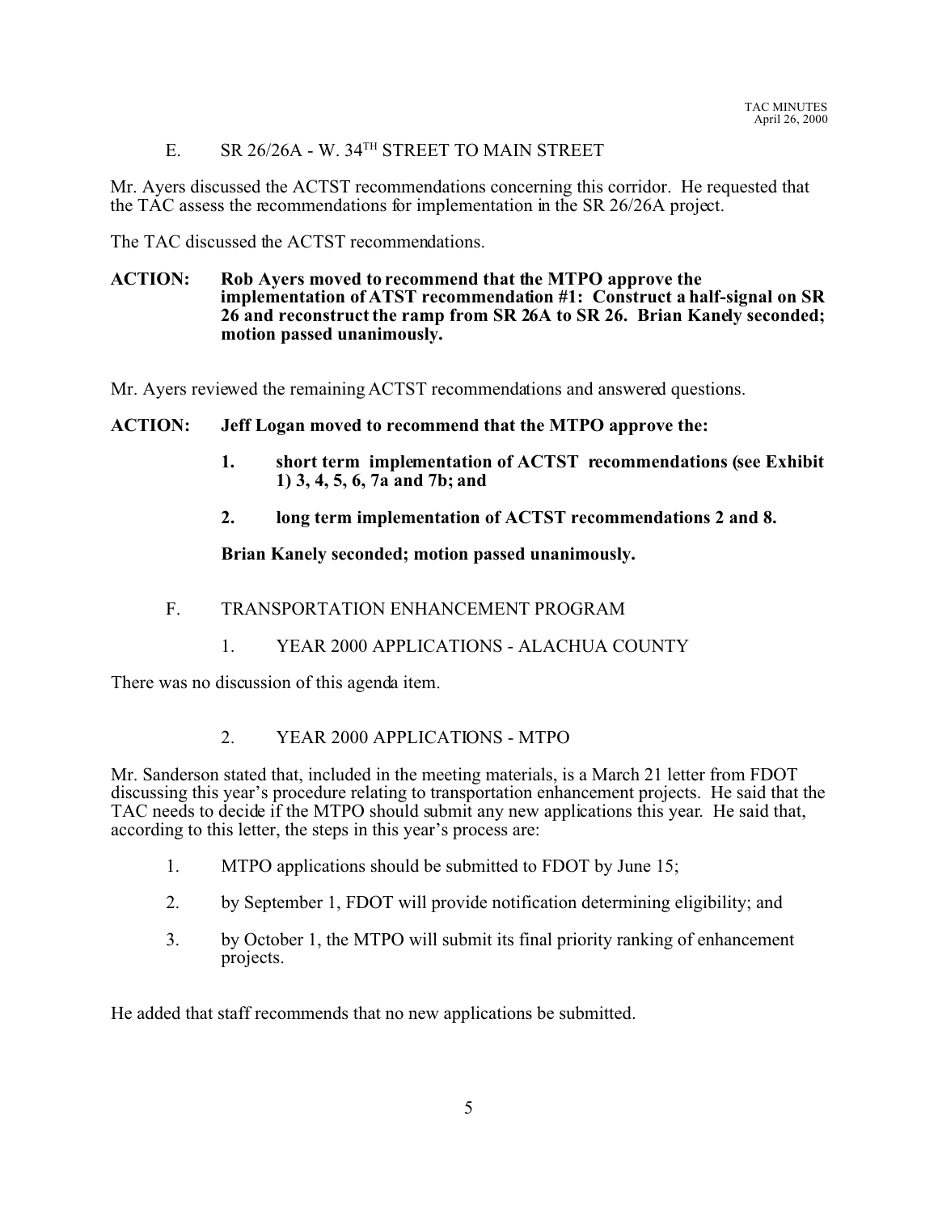E. SR 26/26A - W. 34TH STREET TO MAIN STREET

Mr. Ayers discussed the ACTST recommendations concerning this corridor. He requested that the TAC assess the recommendations for implementation in the SR 26/26A project.

The TAC discussed the ACTST recommendations.

**ACTION: Rob Ayers moved to recommend that the MTPO approve the implementation of ATST recommendation #1: Construct a half-signal on SR 26 and reconstruct the ramp from SR 26A to SR 26. Brian Kanely seconded; motion passed unanimously.**

Mr. Ayers reviewed the remaining ACTST recommendations and answered questions.

**ACTION: Jeff Logan moved to recommend that the MTPO approve the:**

1. **short term implementation of ACTST recommendations (see Exhibit 1) 3, 4, 5, 6, 7a and 7b; and**
2. **long term implementation of ACTST recommendations 2 and 8.**

**Brian Kanely seconded; motion passed unanimously.**

F. TRANSPORTATION ENHANCEMENT PROGRAM

1. YEAR 2000 APPLICATIONS - ALACHUA COUNTY

There was no discussion of this agenda item.

2. YEAR 2000 APPLICATIONS - MTPO

Mr. Sanderson stated that, included in the meeting materials, is a March 21 letter from FDOT discussing this year's procedure relating to transportation enhancement projects. He said that the TAC needs to decide if the MTPO should submit any new applications this year. He said that, according to this letter, the steps in this year's process are:

1. MTPO applications should be submitted to FDOT by June 15;
2. by September 1, FDOT will provide notification determining eligibility; and
3. by October 1, the MTPO will submit its final priority ranking of enhancement projects.

He added that staff recommends that no new applications be submitted.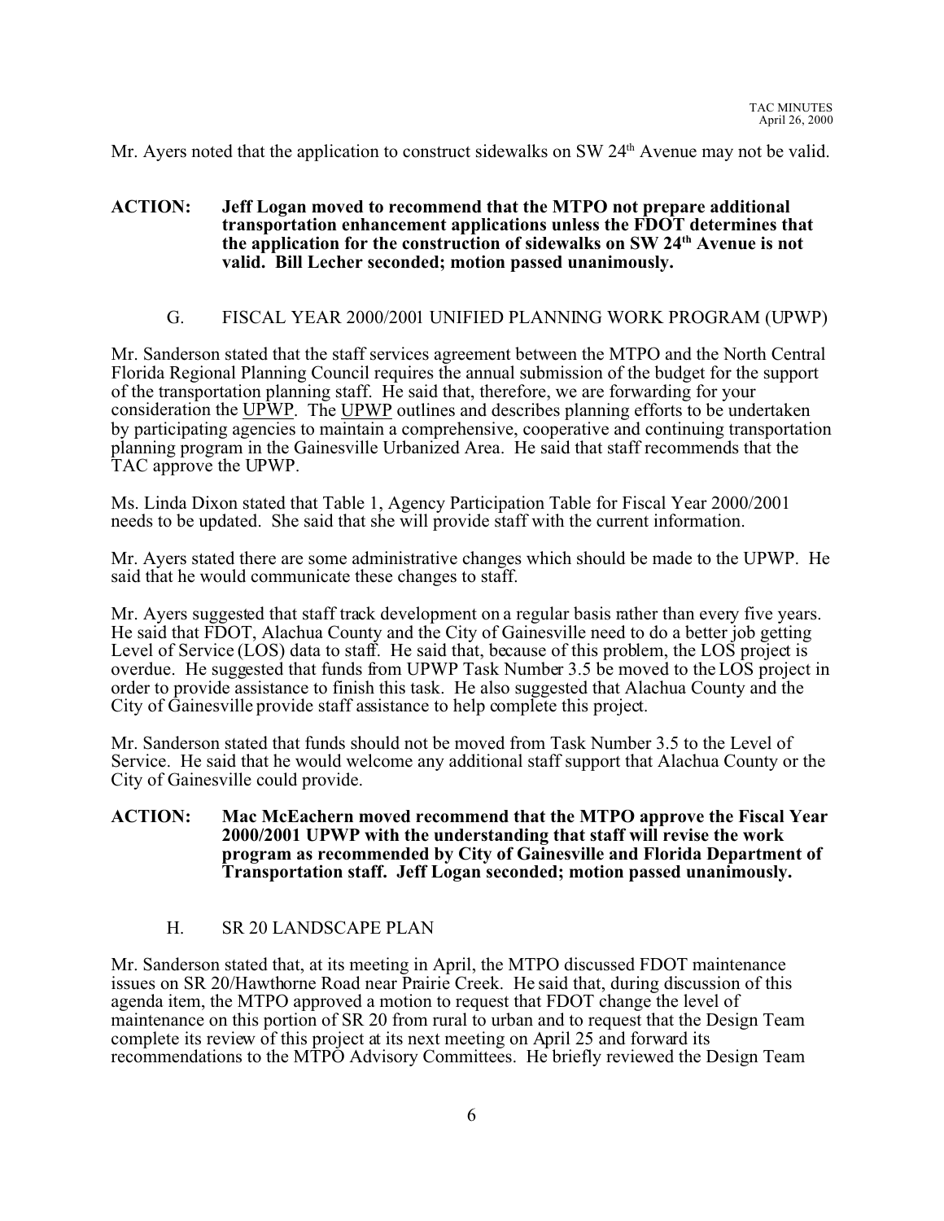Mr. Ayers noted that the application to construct sidewalks on SW 24th Avenue may not be valid.

**ACTION: Jeff Logan moved to recommend that the MTPO not prepare additional transportation enhancement applications unless the FDOT determines that the application for the construction of sidewalks on SW 24th Avenue is not valid. Bill Lecher seconded; motion passed unanimously.**

G. FISCAL YEAR 2000/2001 UNIFIED PLANNING WORK PROGRAM (UPWP)

Mr. Sanderson stated that the staff services agreement between the MTPO and the North Central Florida Regional Planning Council requires the annual submission of the budget for the support of the transportation planning staff. He said that, therefore, we are forwarding for your consideration the UPWP. The UPWP outlines and describes planning efforts to be undertaken by participating agencies to maintain a comprehensive, cooperative and continuing transportation planning program in the Gainesville Urbanized Area. He said that staff recommends that the TAC approve the UPWP.

Ms. Linda Dixon stated that Table 1, Agency Participation Table for Fiscal Year 2000/2001 needs to be updated. She said that she will provide staff with the current information.

Mr. Ayers stated there are some administrative changes which should be made to the UPWP. He said that he would communicate these changes to staff.

Mr. Ayers suggested that staff track development on a regular basis rather than every five years. He said that FDOT, Alachua County and the City of Gainesville need to do a better job getting Level of Service (LOS) data to staff. He said that, because of this problem, the LOS project is overdue. He suggested that funds from UPWP Task Number 3.5 be moved to the LOS project in order to provide assistance to finish this task. He also suggested that Alachua County and the City of Gainesville provide staff assistance to help complete this project.

Mr. Sanderson stated that funds should not be moved from Task Number 3.5 to the Level of Service. He said that he would welcome any additional staff support that Alachua County or the City of Gainesville could provide.

**ACTION: Mac McEachern moved recommend that the MTPO approve the Fiscal Year 2000/2001 UPWP with the understanding that staff will revise the work program as recommended by City of Gainesville and Florida Department of Transportation staff. Jeff Logan seconded; motion passed unanimously.**

H. SR 20 LANDSCAPE PLAN

Mr. Sanderson stated that, at its meeting in April, the MTPO discussed FDOT maintenance issues on SR 20/Hawthorne Road near Prairie Creek. He said that, during discussion of this agenda item, the MTPO approved a motion to request that FDOT change the level of maintenance on this portion of SR 20 from rural to urban and to request that the Design Team complete its review of this project at its next meeting on April 25 and forward its recommendations to the MTPO Advisory Committees. He briefly reviewed the Design Team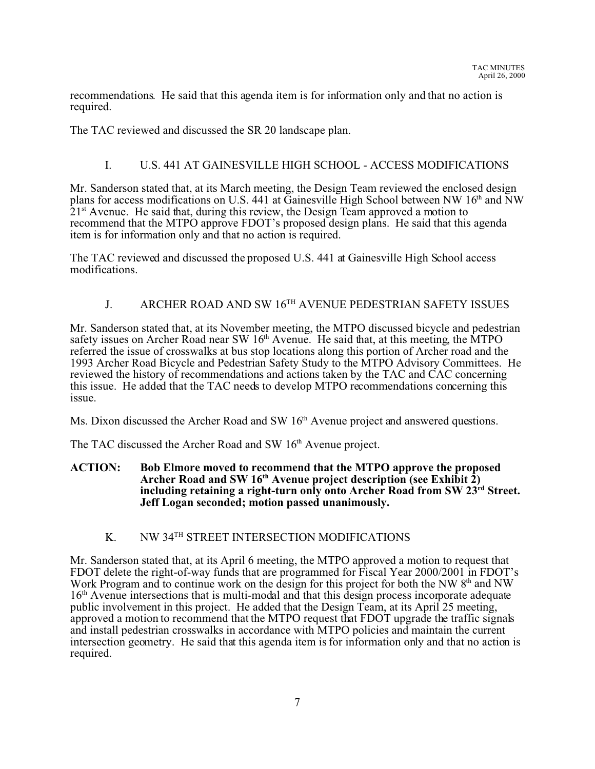recommendations. He said that this agenda item is for information only and that no action is required.

The TAC reviewed and discussed the SR 20 landscape plan.

## I. U.S. 441 AT GAINESVILLE HIGH SCHOOL - ACCESS MODIFICATIONS

Mr. Sanderson stated that, at its March meeting, the Design Team reviewed the enclosed design plans for access modifications on U.S. 441 at Gainesville High School between NW 16th and NW 21st Avenue. He said that, during this review, the Design Team approved a motion to recommend that the MTPO approve FDOT's proposed design plans. He said that this agenda item is for information only and that no action is required.

The TAC reviewed and discussed the proposed U.S. 441 at Gainesville High School access modifications.

## J. ARCHER ROAD AND SW 16TH AVENUE PEDESTRIAN SAFETY ISSUES

Mr. Sanderson stated that, at its November meeting, the MTPO discussed bicycle and pedestrian safety issues on Archer Road near SW 16th Avenue. He said that, at this meeting, the MTPO referred the issue of crosswalks at bus stop locations along this portion of Archer road and the 1993 Archer Road Bicycle and Pedestrian Safety Study to the MTPO Advisory Committees. He reviewed the history of recommendations and actions taken by the TAC and CAC concerning this issue. He added that the TAC needs to develop MTPO recommendations concerning this issue.

Ms. Dixon discussed the Archer Road and SW 16th Avenue project and answered questions.

The TAC discussed the Archer Road and SW 16th Avenue project.

**ACTION: Bob Elmore moved to recommend that the MTPO approve the proposed Archer Road and SW 16th Avenue project description (see Exhibit 2) including retaining a right-turn only onto Archer Road from SW 23rd Street. Jeff Logan seconded; motion passed unanimously.**

## K. NW 34TH STREET INTERSECTION MODIFICATIONS

Mr. Sanderson stated that, at its April 6 meeting, the MTPO approved a motion to request that FDOT delete the right-of-way funds that are programmed for Fiscal Year 2000/2001 in FDOT's Work Program and to continue work on the design for this project for both the NW 8th and NW 16th Avenue intersections that is multi-modal and that this design process incorporate adequate public involvement in this project. He added that the Design Team, at its April 25 meeting, approved a motion to recommend that the MTPO request that FDOT upgrade the traffic signals and install pedestrian crosswalks in accordance with MTPO policies and maintain the current intersection geometry. He said that this agenda item is for information only and that no action is required.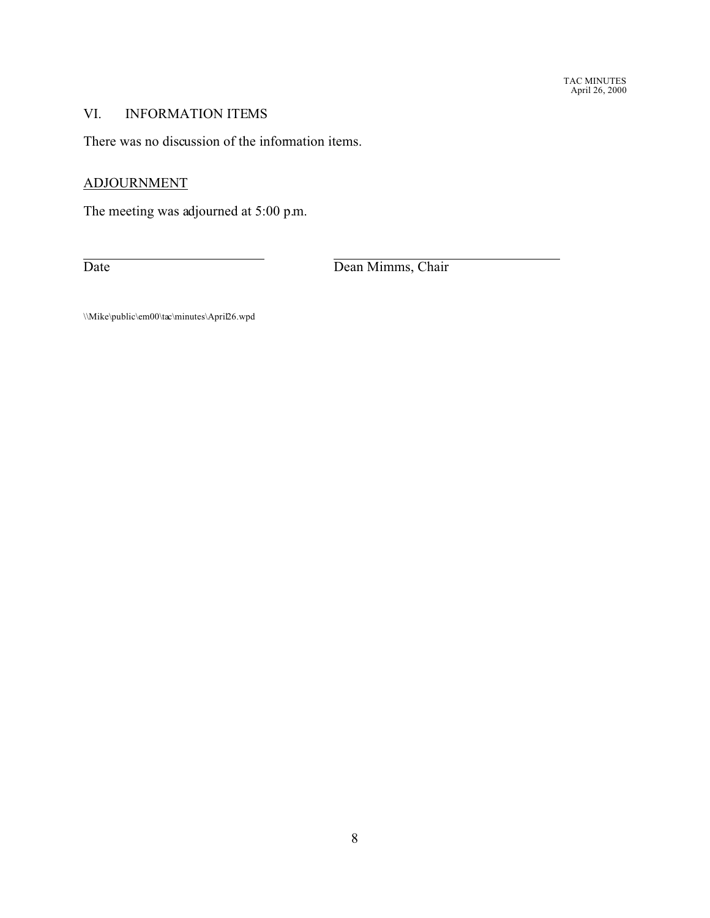## VI. INFORMATION ITEMS

There was no discussion of the information items.

## ADJOURNMENT

The meeting was adjourned at 5:00 p.m.

| | |
|---|---|
| Date | Dean Mimms, Chair |

\\Mike\public\em00\tac\minutes\April26.wpd